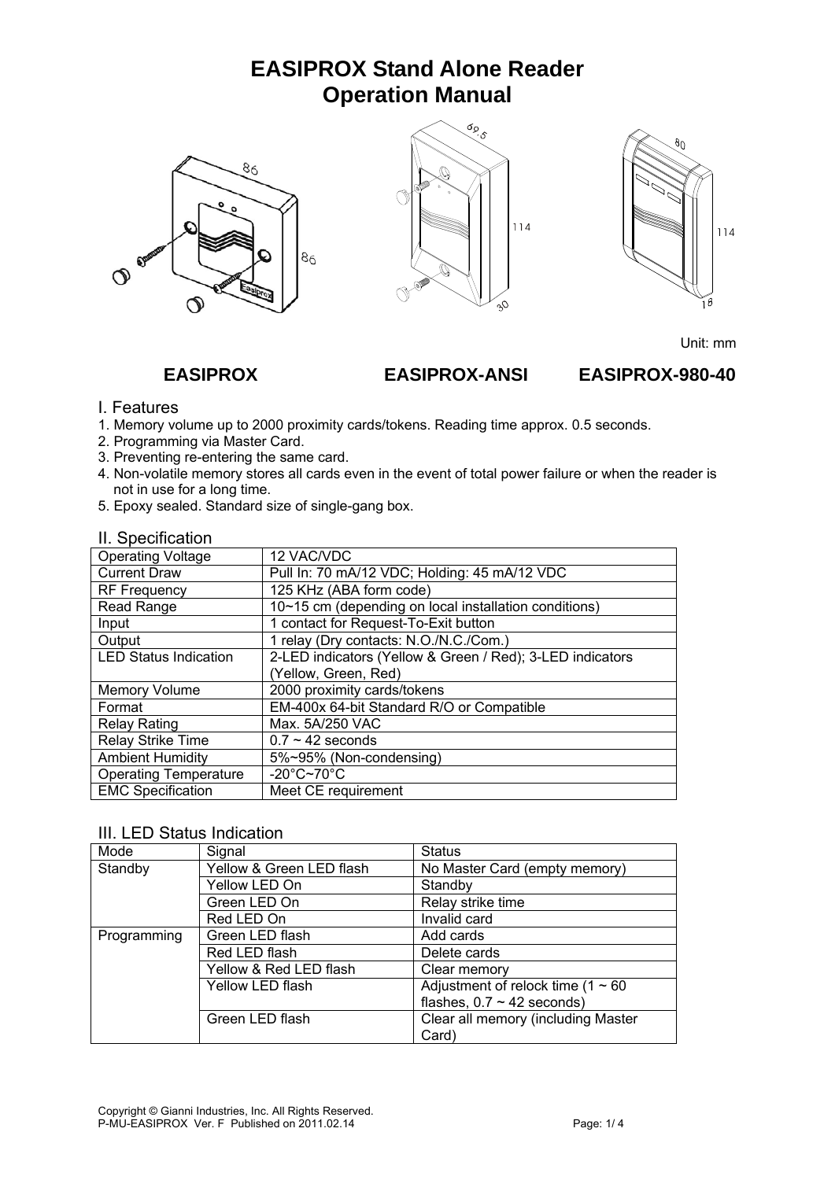# EASIPROX Stand Alone Reader
# Operation Manual

Unit: mm

**EASIPROX** **EASIPROX-ANSI** **EASIPROX-980-40**

## I. Features

1. Memory volume up to 2000 proximity cards/tokens. Reading time approx. 0.5 seconds.
2. Programming via Master Card.
3. Preventing re-entering the same card.
4. Non-volatile memory stores all cards even in the event of total power failure or when the reader is not in use for a long time.
5. Epoxy sealed. Standard size of single-gang box.

## II. Specification

| | |
|---|---|
| Operating Voltage | 12 VAC/VDC |
| Current Draw | Pull In: 70 mA/12 VDC; Holding: 45 mA/12 VDC |
| RF Frequency | 125 KHz (ABA form code) |
| Read Range | 10~15 cm (depending on local installation conditions) |
| Input | 1 contact for Request-To-Exit button |
| Output | 1 relay (Dry contacts: N.O./N.C./Com.) |
| LED Status Indication | 2-LED indicators (Yellow & Green / Red); 3-LED indicators (Yellow, Green, Red) |
| Memory Volume | 2000 proximity cards/tokens |
| Format | EM-400x 64-bit Standard R/O or Compatible |
| Relay Rating | Max. 5A/250 VAC |
| Relay Strike Time | 0.7 ~ 42 seconds |
| Ambient Humidity | 5%~95% (Non-condensing) |
| Operating Temperature | -20°C~70°C |
| EMC Specification | Meet CE requirement |

## III. LED Status Indication

| Mode | Signal | Status |
|---|---|---|
| Standby | Yellow & Green LED flash | No Master Card (empty memory) |
| | Yellow LED On | Standby |
| | Green LED On | Relay strike time |
| | Red LED On | Invalid card |
| Programming | Green LED flash | Add cards |
| | Red LED flash | Delete cards |
| | Yellow & Red LED flash | Clear memory |
| | Yellow LED flash | Adjustment of relock time (1 ~ 60 flashes, 0.7 ~ 42 seconds) |
| | Green LED flash | Clear all memory (including Master Card) |

Copyright © Gianni Industries, Inc. All Rights Reserved.
P-MU-EASIPROX Ver. F Published on 2011.02.14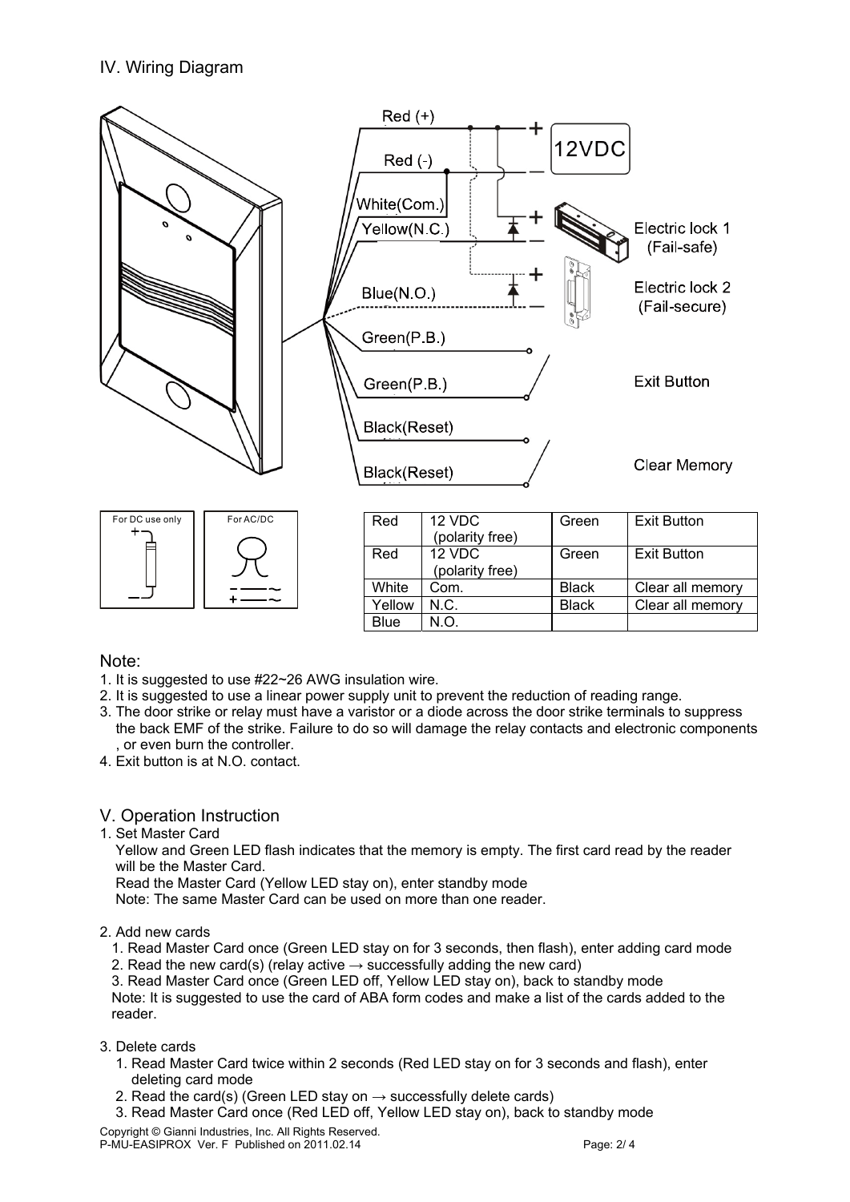## IV. Wiring Diagram

| Red | 12 VDC (polarity free) | Green | Exit Button |
| --- | --- | --- | --- |
| Red | 12 VDC (polarity free) | Green | Exit Button |
| White | Com. | Black | Clear all memory |
| Yellow | N.C. | Black | Clear all memory |
| Blue | N.O. | | |

Note:

1. It is suggested to use #22~26 AWG insulation wire.
2. It is suggested to use a linear power supply unit to prevent the reduction of reading range.
3. The door strike or relay must have a varistor or a diode across the door strike terminals to suppress the back EMF of the strike. Failure to do so will damage the relay contacts and electronic components , or even burn the controller.
4. Exit button is at N.O. contact.

## V. Operation Instruction

1. Set Master Card

   Yellow and Green LED flash indicates that the memory is empty. The first card read by the reader will be the Master Card.

   Read the Master Card (Yellow LED stay on), enter standby mode

   Note: The same Master Card can be used on more than one reader.

2. Add new cards
   1. Read Master Card once (Green LED stay on for 3 seconds, then flash), enter adding card mode
   2. Read the new card(s) (relay active → successfully adding the new card)
   3. Read Master Card once (Green LED off, Yellow LED stay on), back to standby mode

   Note: It is suggested to use the card of ABA form codes and make a list of the cards added to the reader.

3. Delete cards
   1. Read Master Card twice within 2 seconds (Red LED stay on for 3 seconds and flash), enter deleting card mode
   2. Read the card(s) (Green LED stay on → successfully delete cards)
   3. Read Master Card once (Red LED off, Yellow LED stay on), back to standby mode

Copyright © Gianni Industries, Inc. All Rights Reserved.
P-MU-EASIPROX Ver. F Published on 2011.02.14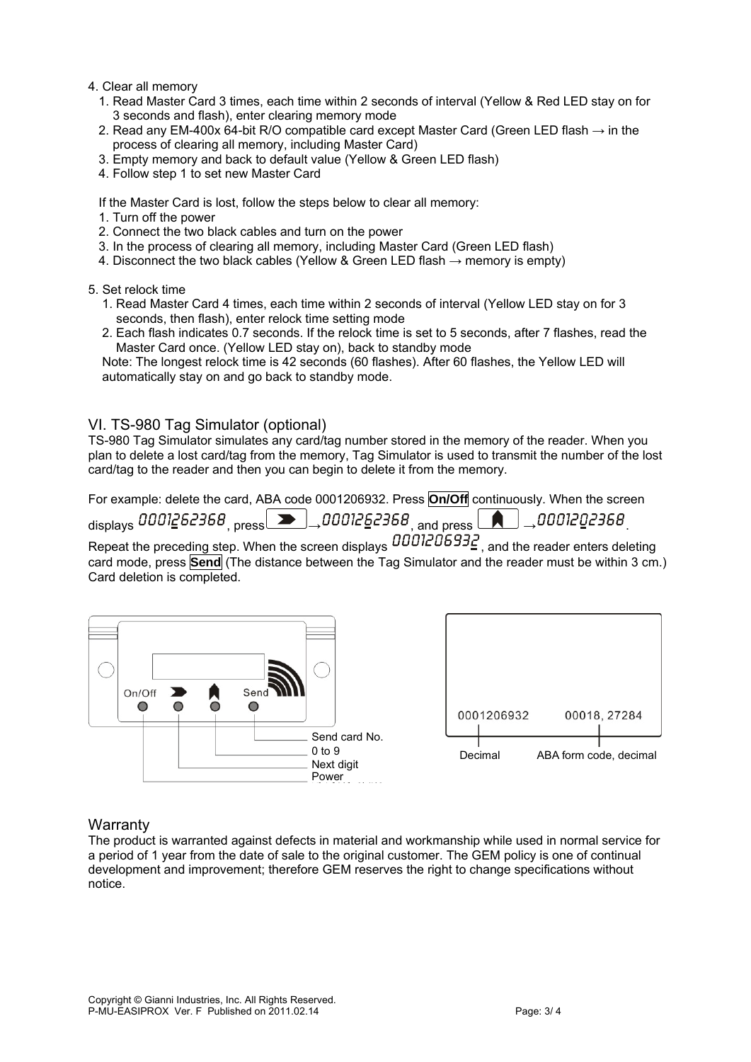4. Clear all memory
   1. Read Master Card 3 times, each time within 2 seconds of interval (Yellow & Red LED stay on for 3 seconds and flash), enter clearing memory mode
   2. Read any EM-400x 64-bit R/O compatible card except Master Card (Green LED flash → in the process of clearing all memory, including Master Card)
   3. Empty memory and back to default value (Yellow & Green LED flash)
   4. Follow step 1 to set new Master Card

   If the Master Card is lost, follow the steps below to clear all memory:
   1. Turn off the power
   2. Connect the two black cables and turn on the power
   3. In the process of clearing all memory, including Master Card (Green LED flash)
   4. Disconnect the two black cables (Yellow & Green LED flash → memory is empty)

5. Set relock time
   1. Read Master Card 4 times, each time within 2 seconds of interval (Yellow LED stay on for 3 seconds, then flash), enter relock time setting mode
   2. Each flash indicates 0.7 seconds. If the relock time is set to 5 seconds, after 7 flashes, read the Master Card once. (Yellow LED stay on), back to standby mode

   Note: The longest relock time is 42 seconds (60 flashes). After 60 flashes, the Yellow LED will automatically stay on and go back to standby mode.

## VI. TS-980 Tag Simulator (optional)

TS-980 Tag Simulator simulates any card/tag number stored in the memory of the reader. When you plan to delete a lost card/tag from the memory, Tag Simulator is used to transmit the number of the lost card/tag to the reader and then you can begin to delete it from the memory.

For example: delete the card, ABA code 0001206932. Press **On/Off** continuously. When the screen displays 0001262368, press [Next digit] → 0001262368, and press [0 to 9] → 0001202368. Repeat the preceding step. When the screen displays 0001206932, and the reader enters deleting card mode, press **Send** (The distance between the Tag Simulator and the reader must be within 3 cm.) Card deletion is completed.

On/Off — Power
[Next digit button] — Next digit
[0 to 9 button] — 0 to 9
Send — Send card No.

0001206932 — Decimal
00018, 27284 — ABA form code, decimal

## Warranty

The product is warranted against defects in material and workmanship while used in normal service for a period of 1 year from the date of sale to the original customer. The GEM policy is one of continual development and improvement; therefore GEM reserves the right to change specifications without notice.

Copyright © Gianni Industries, Inc. All Rights Reserved.
P-MU-EASIPROX Ver. F Published on 2011.02.14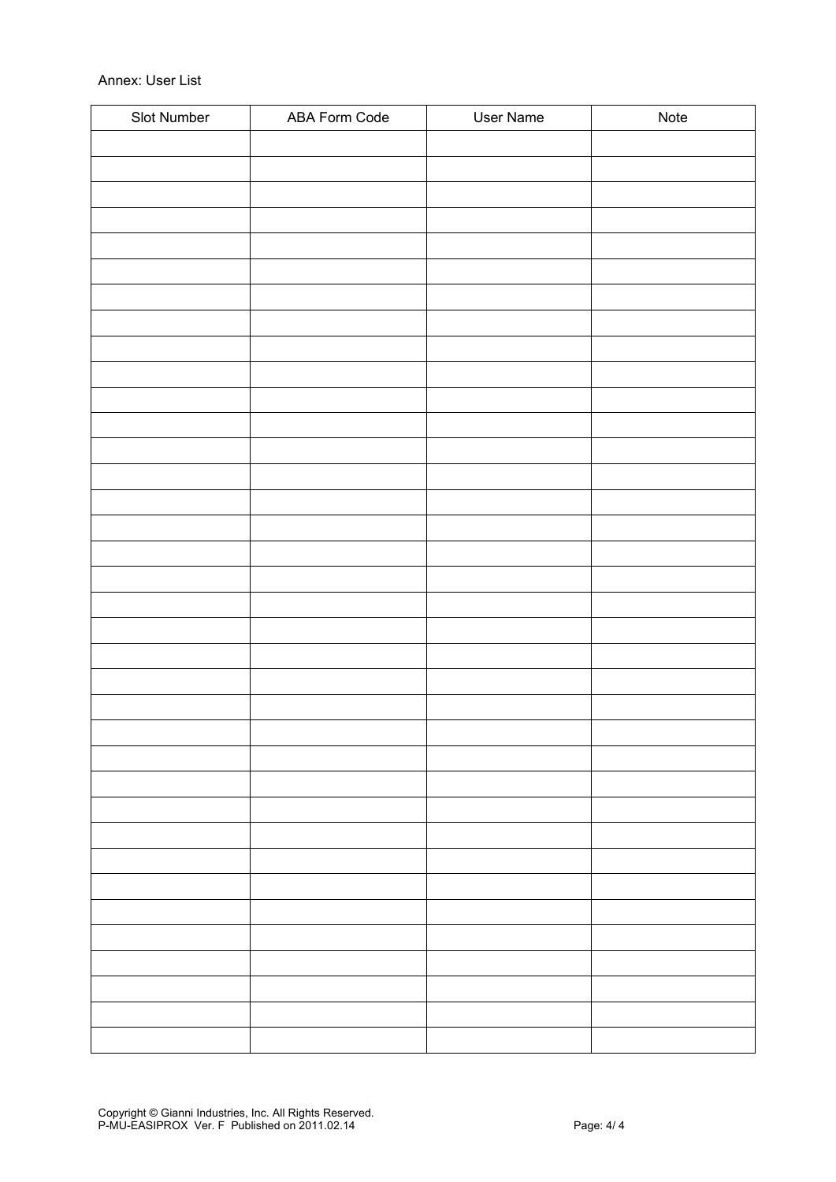Annex: User List

| Slot Number | ABA Form Code | User Name | Note |
|---|---|---|---|
| | | | |
| | | | |
| | | | |
| | | | |
| | | | |
| | | | |
| | | | |
| | | | |
| | | | |
| | | | |
| | | | |
| | | | |
| | | | |
| | | | |
| | | | |
| | | | |
| | | | |
| | | | |
| | | | |
| | | | |
| | | | |
| | | | |
| | | | |
| | | | |
| | | | |
| | | | |
| | | | |
| | | | |
| | | | |
| | | | |
| | | | |
| | | | |
| | | | |
| | | | |
| | | | |
| | | | |

Copyright © Gianni Industries, Inc. All Rights Reserved.
P-MU-EASIPROX Ver. F Published on 2011.02.14